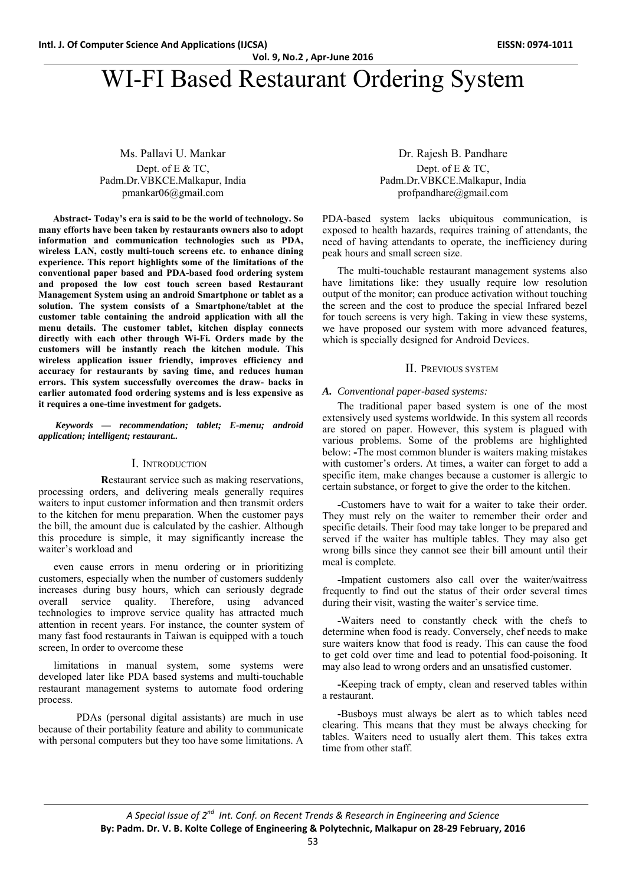# WI-FI Based Restaurant Ordering System

Ms. Pallavi U. Mankar
Dept. of E & TC,
Padm.Dr.VBKCE.Malkapur, India
pmankar06@gmail.com

Dr. Rajesh B. Pandhare
Dept. of E & TC,
Padm.Dr.VBKCE.Malkapur, India
profpandhare@gmail.com

**Abstract- Today's era is said to be the world of technology. So many efforts have been taken by restaurants owners also to adopt information and communication technologies such as PDA, wireless LAN, costly multi-touch screens etc. to enhance dining experience. This report highlights some of the limitations of the conventional paper based and PDA-based food ordering system and proposed the low cost touch screen based Restaurant Management System using an android Smartphone or tablet as a solution. The system consists of a Smartphone/tablet at the customer table containing the android application with all the menu details. The customer tablet, kitchen display connects directly with each other through Wi-Fi. Orders made by the customers will be instantly reach the kitchen module. This wireless application issuer friendly, improves efficiency and accuracy for restaurants by saving time, and reduces human errors. This system successfully overcomes the draw- backs in earlier automated food ordering systems and is less expensive as it requires a one-time investment for gadgets.**

***Keywords — recommendation; tablet; E-menu; android application; intelligent; restaurant..***

## I. Introduction

**R**estaurant service such as making reservations, processing orders, and delivering meals generally requires waiters to input customer information and then transmit orders to the kitchen for menu preparation. When the customer pays the bill, the amount due is calculated by the cashier. Although this procedure is simple, it may significantly increase the waiter's workload and

even cause errors in menu ordering or in prioritizing customers, especially when the number of customers suddenly increases during busy hours, which can seriously degrade overall service quality. Therefore, using advanced technologies to improve service quality has attracted much attention in recent years. For instance, the counter system of many fast food restaurants in Taiwan is equipped with a touch screen, In order to overcome these

limitations in manual system, some systems were developed later like PDA based systems and multi-touchable restaurant management systems to automate food ordering process.

PDAs (personal digital assistants) are much in use because of their portability feature and ability to communicate with personal computers but they too have some limitations. A PDA-based system lacks ubiquitous communication, is exposed to health hazards, requires training of attendants, the need of having attendants to operate, the inefficiency during peak hours and small screen size.

The multi-touchable restaurant management systems also have limitations like: they usually require low resolution output of the monitor; can produce activation without touching the screen and the cost to produce the special Infrared bezel for touch screens is very high. Taking in view these systems, we have proposed our system with more advanced features, which is specially designed for Android Devices.

## II. Previous System

### *A. Conventional paper-based systems:*

The traditional paper based system is one of the most extensively used systems worldwide. In this system all records are stored on paper. However, this system is plagued with various problems. Some of the problems are highlighted below: **-**The most common blunder is waiters making mistakes with customer's orders. At times, a waiter can forget to add a specific item, make changes because a customer is allergic to certain substance, or forget to give the order to the kitchen.

**-**Customers have to wait for a waiter to take their order. They must rely on the waiter to remember their order and specific details. Their food may take longer to be prepared and served if the waiter has multiple tables. They may also get wrong bills since they cannot see their bill amount until their meal is complete.

**-**Impatient customers also call over the waiter/waitress frequently to find out the status of their order several times during their visit, wasting the waiter's service time.

**-**Waiters need to constantly check with the chefs to determine when food is ready. Conversely, chef needs to make sure waiters know that food is ready. This can cause the food to get cold over time and lead to potential food-poisoning. It may also lead to wrong orders and an unsatisfied customer.

**-**Keeping track of empty, clean and reserved tables within a restaurant.

**-**Busboys must always be alert as to which tables need clearing. This means that they must be always checking for tables. Waiters need to usually alert them. This takes extra time from other staff.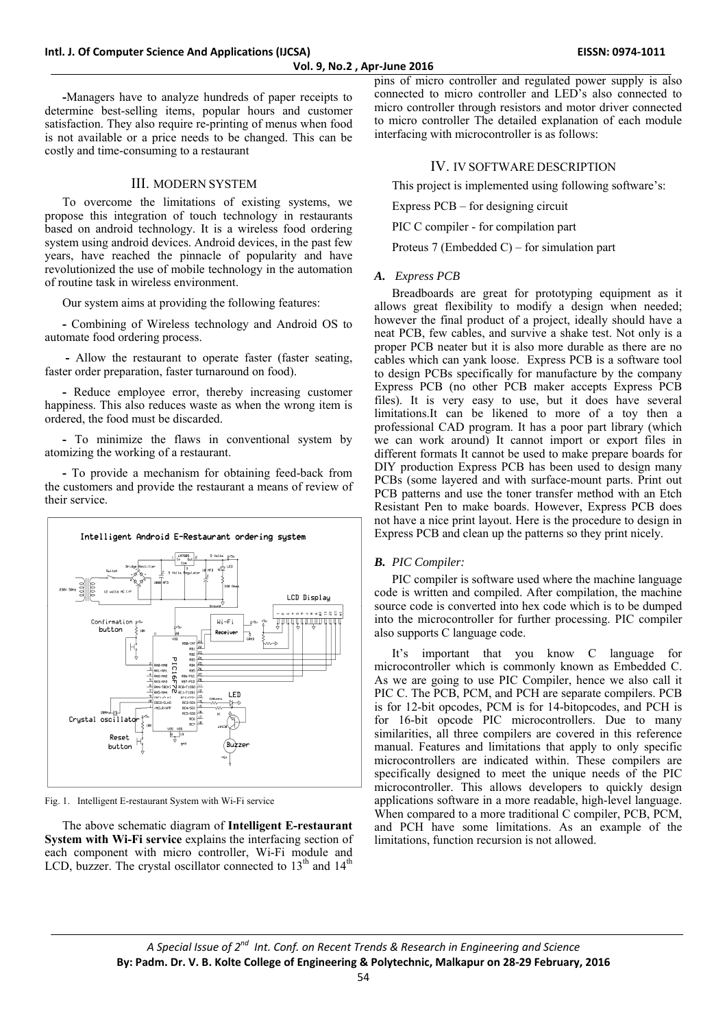-Managers have to analyze hundreds of paper receipts to determine best-selling items, popular hours and customer satisfaction. They also require re-printing of menus when food is not available or a price needs to be changed. This can be costly and time-consuming to a restaurant

## III. MODERN SYSTEM

To overcome the limitations of existing systems, we propose this integration of touch technology in restaurants based on android technology. It is a wireless food ordering system using android devices. Android devices, in the past few years, have reached the pinnacle of popularity and have revolutionized the use of mobile technology in the automation of routine task in wireless environment.

Our system aims at providing the following features:

- Combining of Wireless technology and Android OS to automate food ordering process.

- Allow the restaurant to operate faster (faster seating, faster order preparation, faster turnaround on food).

- Reduce employee error, thereby increasing customer happiness. This also reduces waste as when the wrong item is ordered, the food must be discarded.

- To minimize the flaws in conventional system by atomizing the working of a restaurant.

- To provide a mechanism for obtaining feed-back from the customers and provide the restaurant a means of review of their service.

Fig. 1. Intelligent E-restaurant System with Wi-Fi service

The above schematic diagram of **Intelligent E-restaurant System with Wi-Fi service** explains the interfacing section of each component with micro controller, Wi-Fi module and LCD, buzzer. The crystal oscillator connected to 13th and 14th pins of micro controller and regulated power supply is also connected to micro controller and LED's also connected to micro controller through resistors and motor driver connected to micro controller The detailed explanation of each module interfacing with microcontroller is as follows:

## IV. IV SOFTWARE DESCRIPTION

This project is implemented using following software's:

Express PCB – for designing circuit

PIC C compiler - for compilation part

Proteus 7 (Embedded C) – for simulation part

### *A. Express PCB*

Breadboards are great for prototyping equipment as it allows great flexibility to modify a design when needed; however the final product of a project, ideally should have a neat PCB, few cables, and survive a shake test. Not only is a proper PCB neater but it is also more durable as there are no cables which can yank loose. Express PCB is a software tool to design PCBs specifically for manufacture by the company Express PCB (no other PCB maker accepts Express PCB files). It is very easy to use, but it does have several limitations.It can be likened to more of a toy then a professional CAD program. It has a poor part library (which we can work around) It cannot import or export files in different formats It cannot be used to make prepare boards for DIY production Express PCB has been used to design many PCBs (some layered and with surface-mount parts. Print out PCB patterns and use the toner transfer method with an Etch Resistant Pen to make boards. However, Express PCB does not have a nice print layout. Here is the procedure to design in Express PCB and clean up the patterns so they print nicely.

### *B. PIC Compiler:*

PIC compiler is software used where the machine language code is written and compiled. After compilation, the machine source code is converted into hex code which is to be dumped into the microcontroller for further processing. PIC compiler also supports C language code.

It's important that you know C language for microcontroller which is commonly known as Embedded C. As we are going to use PIC Compiler, hence we also call it PIC C. The PCB, PCM, and PCH are separate compilers. PCB is for 12-bit opcodes, PCM is for 14-bitopcodes, and PCH is for 16-bit opcode PIC microcontrollers. Due to many similarities, all three compilers are covered in this reference manual. Features and limitations that apply to only specific microcontrollers are indicated within. These compilers are specifically designed to meet the unique needs of the PIC microcontroller. This allows developers to quickly design applications software in a more readable, high-level language. When compared to a more traditional C compiler, PCB, PCM, and PCH have some limitations. As an example of the limitations, function recursion is not allowed.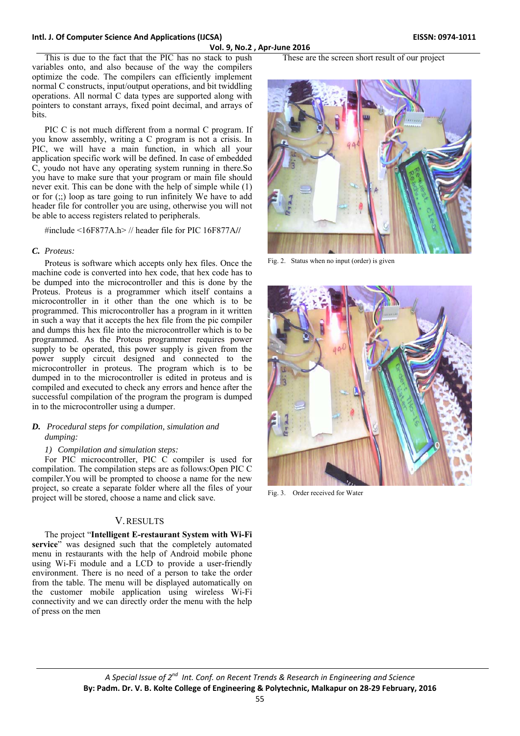This is due to the fact that the PIC has no stack to push variables onto, and also because of the way the compilers optimize the code. The compilers can efficiently implement normal C constructs, input/output operations, and bit twiddling operations. All normal C data types are supported along with pointers to constant arrays, fixed point decimal, and arrays of bits.

PIC C is not much different from a normal C program. If you know assembly, writing a C program is not a crisis. In PIC, we will have a main function, in which all your application specific work will be defined. In case of embedded C, youdo not have any operating system running in there.So you have to make sure that your program or main file should never exit. This can be done with the help of simple while (1) or for (;;) loop as tare going to run infinitely We have to add header file for controller you are using, otherwise you will not be able to access registers related to peripherals.

#include <16F877A.h> // header file for PIC 16F877A//

### *C. Proteus:*

Proteus is software which accepts only hex files. Once the machine code is converted into hex code, that hex code has to be dumped into the microcontroller and this is done by the Proteus. Proteus is a programmer which itself contains a microcontroller in it other than the one which is to be programmed. This microcontroller has a program in it written in such a way that it accepts the hex file from the pic compiler and dumps this hex file into the microcontroller which is to be programmed. As the Proteus programmer requires power supply to be operated, this power supply is given from the power supply circuit designed and connected to the microcontroller in proteus. The program which is to be dumped in to the microcontroller is edited in proteus and is compiled and executed to check any errors and hence after the successful compilation of the program the program is dumped in to the microcontroller using a dumper.

### *D. Procedural steps for compilation, simulation and dumping:*

*1) Compilation and simulation steps:*

For PIC microcontroller, PIC C compiler is used for compilation. The compilation steps are as follows:Open PIC C compiler.You will be prompted to choose a name for the new project, so create a separate folder where all the files of your project will be stored, choose a name and click save.

## V. RESULTS

The project "**Intelligent E-restaurant System with Wi-Fi service**" was designed such that the completely automated menu in restaurants with the help of Android mobile phone using Wi-Fi module and a LCD to provide a user-friendly environment. There is no need of a person to take the order from the table. The menu will be displayed automatically on the customer mobile application using wireless Wi-Fi connectivity and we can directly order the menu with the help of press on the men

These are the screen short result of our project

Fig. 2. Status when no input (order) is given

Fig. 3. Order received for Water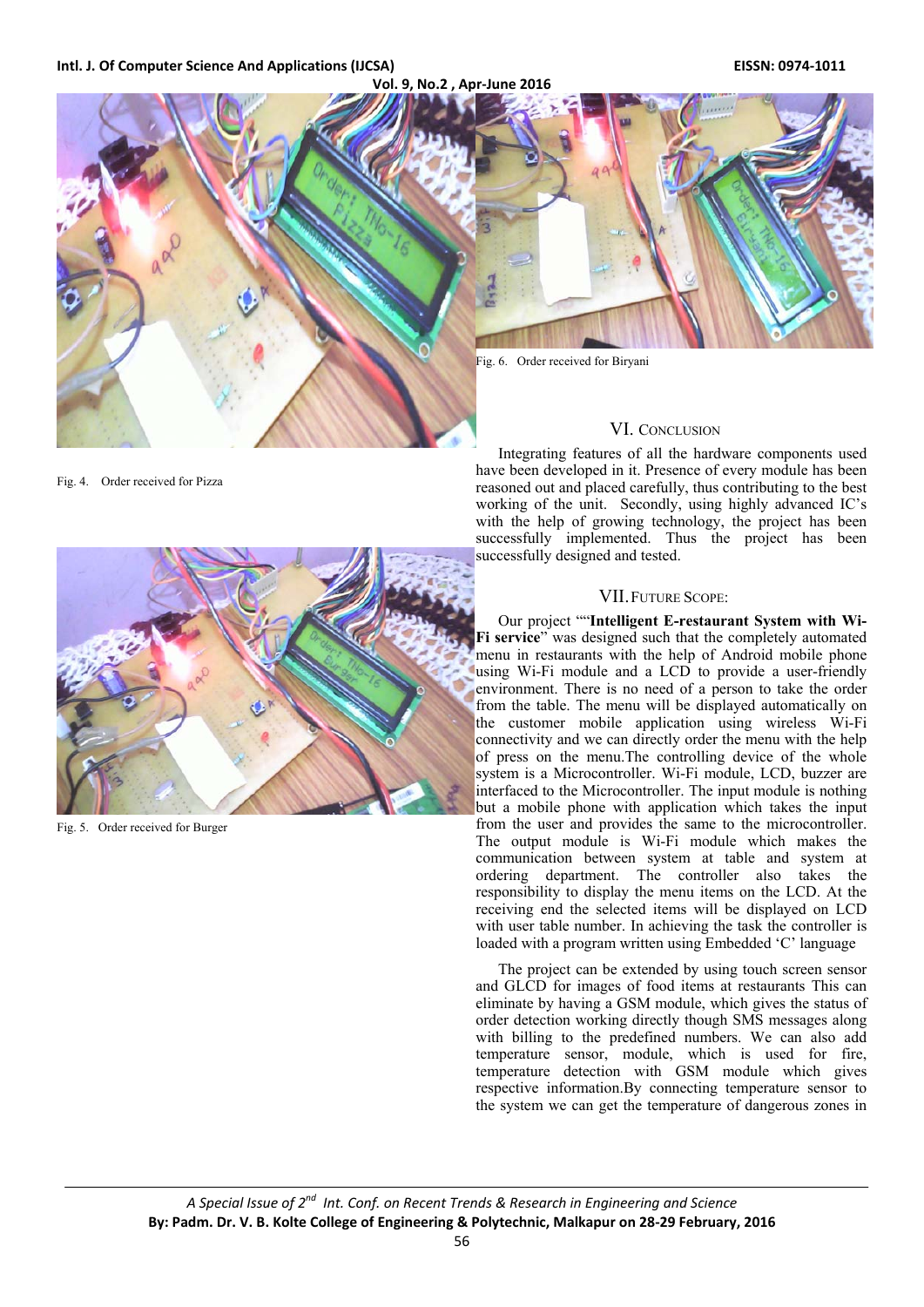Fig. 4. Order received for Pizza

Fig. 5. Order received for Burger

Fig. 6. Order received for Biryani

## VI. CONCLUSION

Integrating features of all the hardware components used have been developed in it. Presence of every module has been reasoned out and placed carefully, thus contributing to the best working of the unit. Secondly, using highly advanced IC's with the help of growing technology, the project has been successfully implemented. Thus the project has been successfully designed and tested.

## VII. FUTURE SCOPE:

Our project ""**Intelligent E-restaurant System with Wi-Fi service**" was designed such that the completely automated menu in restaurants with the help of Android mobile phone using Wi-Fi module and a LCD to provide a user-friendly environment. There is no need of a person to take the order from the table. The menu will be displayed automatically on the customer mobile application using wireless Wi-Fi connectivity and we can directly order the menu with the help of press on the menu.The controlling device of the whole system is a Microcontroller. Wi-Fi module, LCD, buzzer are interfaced to the Microcontroller. The input module is nothing but a mobile phone with application which takes the input from the user and provides the same to the microcontroller. The output module is Wi-Fi module which makes the communication between system at table and system at ordering department. The controller also takes the responsibility to display the menu items on the LCD. At the receiving end the selected items will be displayed on LCD with user table number. In achieving the task the controller is loaded with a program written using Embedded 'C' language

The project can be extended by using touch screen sensor and GLCD for images of food items at restaurants This can eliminate by having a GSM module, which gives the status of order detection working directly though SMS messages along with billing to the predefined numbers. We can also add temperature sensor, module, which is used for fire, temperature detection with GSM module which gives respective information.By connecting temperature sensor to the system we can get the temperature of dangerous zones in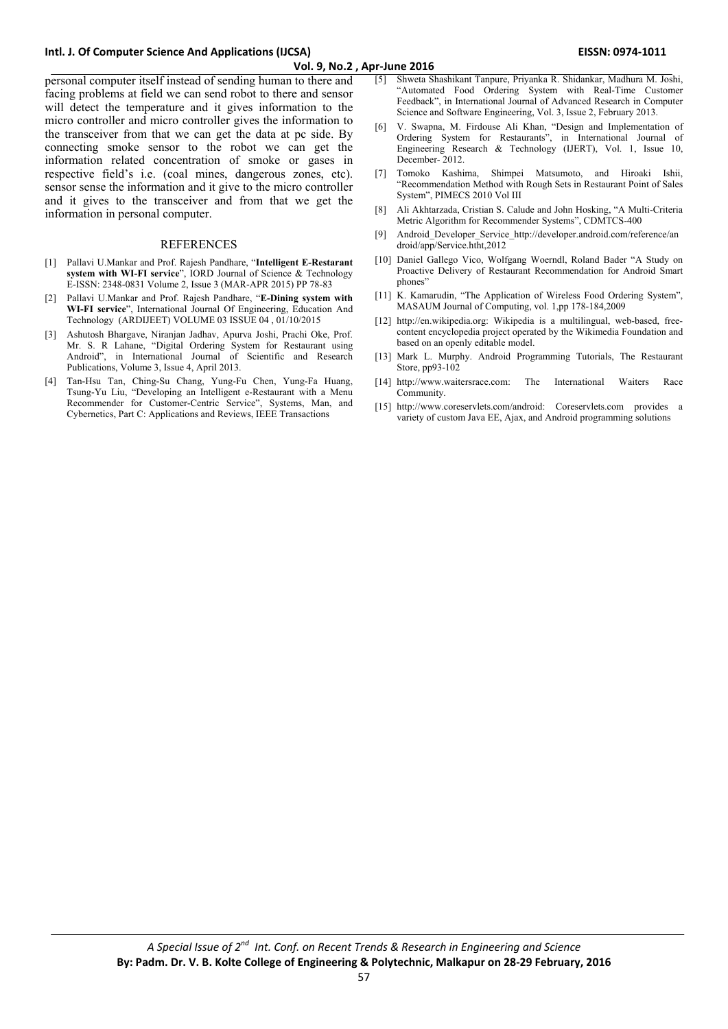personal computer itself instead of sending human to there and facing problems at field we can send robot to there and sensor will detect the temperature and it gives information to the micro controller and micro controller gives the information to the transceiver from that we can get the data at pc side. By connecting smoke sensor to the robot we can get the information related concentration of smoke or gases in respective field's i.e. (coal mines, dangerous zones, etc). sensor sense the information and it give to the micro controller and it gives to the transceiver and from that we get the information in personal computer.

## REFERENCES

[1] Pallavi U.Mankar and Prof. Rajesh Pandhare, "**Intelligent E-Restarant system with WI-FI service**", IORD Journal of Science & Technology E-ISSN: 2348-0831 Volume 2, Issue 3 (MAR-APR 2015) PP 78-83

[2] Pallavi U.Mankar and Prof. Rajesh Pandhare, "**E-Dining system with WI-FI service**", International Journal Of Engineering, Education And Technology (ARDIJEET) VOLUME 03 ISSUE 04 , 01/10/2015

[3] Ashutosh Bhargave, Niranjan Jadhav, Apurva Joshi, Prachi Oke, Prof. Mr. S. R Lahane, "Digital Ordering System for Restaurant using Android", in International Journal of Scientific and Research Publications, Volume 3, Issue 4, April 2013.

[4] Tan-Hsu Tan, Ching-Su Chang, Yung-Fu Chen, Yung-Fa Huang, Tsung-Yu Liu, "Developing an Intelligent e-Restaurant with a Menu Recommender for Customer-Centric Service", Systems, Man, and Cybernetics, Part C: Applications and Reviews, IEEE Transactions

[5] Shweta Shashikant Tanpure, Priyanka R. Shidankar, Madhura M. Joshi, "Automated Food Ordering System with Real-Time Customer Feedback", in International Journal of Advanced Research in Computer Science and Software Engineering, Vol. 3, Issue 2, February 2013.

[6] V. Swapna, M. Firdouse Ali Khan, "Design and Implementation of Ordering System for Restaurants", in International Journal of Engineering Research & Technology (IJERT), Vol. 1, Issue 10, December- 2012.

[7] Tomoko Kashima, Shimpei Matsumoto, and Hiroaki Ishii, "Recommendation Method with Rough Sets in Restaurant Point of Sales System", PIMECS 2010 Vol III

[8] Ali Akhtarzada, Cristian S. Calude and John Hosking, "A Multi-Criteria Metric Algorithm for Recommender Systems", CDMTCS-400

[9] Android_Developer_Service_http://developer.android.com/reference/android/app/Service.htht,2012

[10] Daniel Gallego Vico, Wolfgang Woerndl, Roland Bader "A Study on Proactive Delivery of Restaurant Recommendation for Android Smart phones"

[11] K. Kamarudin, "The Application of Wireless Food Ordering System", MASAUM Journal of Computing, vol. 1,pp 178-184,2009

[12] http://en.wikipedia.org: Wikipedia is a multilingual, web-based, free-content encyclopedia project operated by the Wikimedia Foundation and based on an openly editable model.

[13] Mark L. Murphy. Android Programming Tutorials, The Restaurant Store, pp93-102

[14] http://www.waitersrace.com: The International Waiters Race Community.

[15] http://www.coreservlets.com/android: Coreservlets.com provides a variety of custom Java EE, Ajax, and Android programming solutions